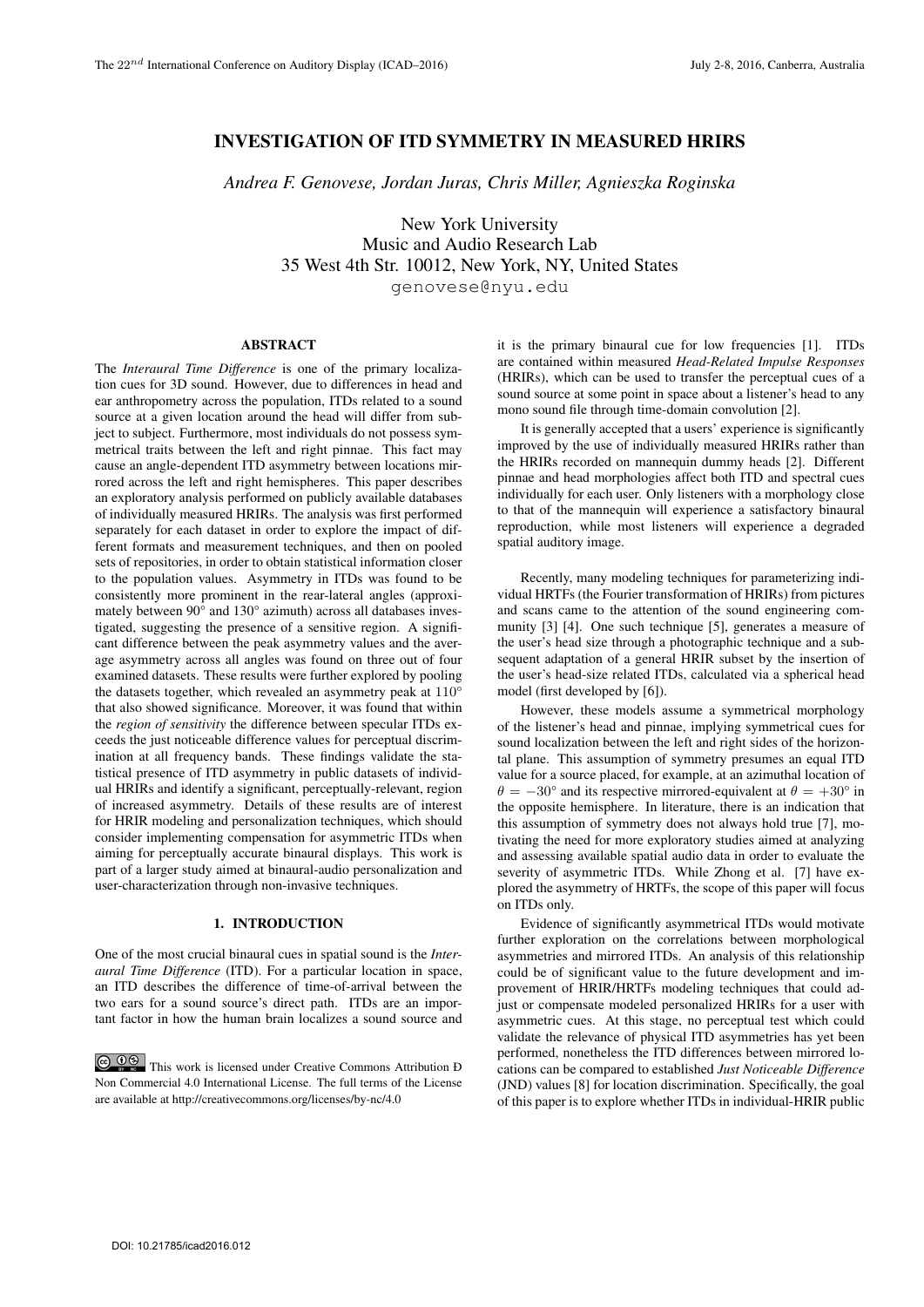# INVESTIGATION OF ITD SYMMETRY IN MEASURED HRIRS

*Andrea F. Genovese, Jordan Juras, Chris Miller, Agnieszka Roginska*

New York University
Music and Audio Research Lab
35 West 4th Str. 10012, New York, NY, United States
genovese@nyu.edu

## ABSTRACT

The *Interaural Time Difference* is one of the primary localization cues for 3D sound. However, due to differences in head and ear anthropometry across the population, ITDs related to a sound source at a given location around the head will differ from subject to subject. Furthermore, most individuals do not possess symmetrical traits between the left and right pinnae. This fact may cause an angle-dependent ITD asymmetry between locations mirrored across the left and right hemispheres. This paper describes an exploratory analysis performed on publicly available databases of individually measured HRIRs. The analysis was first performed separately for each dataset in order to explore the impact of different formats and measurement techniques, and then on pooled sets of repositories, in order to obtain statistical information closer to the population values. Asymmetry in ITDs was found to be consistently more prominent in the rear-lateral angles (approximately between 90° and 130° azimuth) across all databases investigated, suggesting the presence of a sensitive region. A significant difference between the peak asymmetry values and the average asymmetry across all angles was found on three out of four examined datasets. These results were further explored by pooling the datasets together, which revealed an asymmetry peak at 110° that also showed significance. Moreover, it was found that within the *region of sensitivity* the difference between specular ITDs exceeds the just noticeable difference values for perceptual discrimination at all frequency bands. These findings validate the statistical presence of ITD asymmetry in public datasets of individual HRIRs and identify a significant, perceptually-relevant, region of increased asymmetry. Details of these results are of interest for HRIR modeling and personalization techniques, which should consider implementing compensation for asymmetric ITDs when aiming for perceptually accurate binaural displays. This work is part of a larger study aimed at binaural-audio personalization and user-characterization through non-invasive techniques.

## 1. INTRODUCTION

One of the most crucial binaural cues in spatial sound is the *Interaural Time Difference* (ITD). For a particular location in space, an ITD describes the difference of time-of-arrival between the two ears for a sound source's direct path. ITDs are an important factor in how the human brain localizes a sound source and it is the primary binaural cue for low frequencies [1]. ITDs are contained within measured *Head-Related Impulse Responses* (HRIRs), which can be used to transfer the perceptual cues of a sound source at some point in space about a listener's head to any mono sound file through time-domain convolution [2].

It is generally accepted that a users' experience is significantly improved by the use of individually measured HRIRs rather than the HRIRs recorded on mannequin dummy heads [2]. Different pinnae and head morphologies affect both ITD and spectral cues individually for each user. Only listeners with a morphology close to that of the mannequin will experience a satisfactory binaural reproduction, while most listeners will experience a degraded spatial auditory image.

Recently, many modeling techniques for parameterizing individual HRTFs (the Fourier transformation of HRIRs) from pictures and scans came to the attention of the sound engineering community [3] [4]. One such technique [5], generates a measure of the user's head size through a photographic technique and a subsequent adaptation of a general HRIR subset by the insertion of the user's head-size related ITDs, calculated via a spherical head model (first developed by [6]).

However, these models assume a symmetrical morphology of the listener's head and pinnae, implying symmetrical cues for sound localization between the left and right sides of the horizontal plane. This assumption of symmetry presumes an equal ITD value for a source placed, for example, at an azimuthal location of $\theta = -30°$ and its respective mirrored-equivalent at $\theta = +30°$ in the opposite hemisphere. In literature, there is an indication that this assumption of symmetry does not always hold true [7], motivating the need for more exploratory studies aimed at analyzing and assessing available spatial audio data in order to evaluate the severity of asymmetric ITDs. While Zhong et al. [7] have explored the asymmetry of HRTFs, the scope of this paper will focus on ITDs only.

Evidence of significantly asymmetrical ITDs would motivate further exploration on the correlations between morphological asymmetries and mirrored ITDs. An analysis of this relationship could be of significant value to the future development and improvement of HRIR/HRTFs modeling techniques that could adjust or compensate modeled personalized HRIRs for a user with asymmetric cues. At this stage, no perceptual test which could validate the relevance of physical ITD asymmetries has yet been performed, nonetheless the ITD differences between mirrored locations can be compared to established *Just Noticeable Difference* (JND) values [8] for location discrimination. Specifically, the goal of this paper is to explore whether ITDs in individual-HRIR public

This work is licensed under Creative Commons Attribution Ð Non Commercial 4.0 International License. The full terms of the License are available at http://creativecommons.org/licenses/by-nc/4.0

DOI: 10.21785/icad2016.012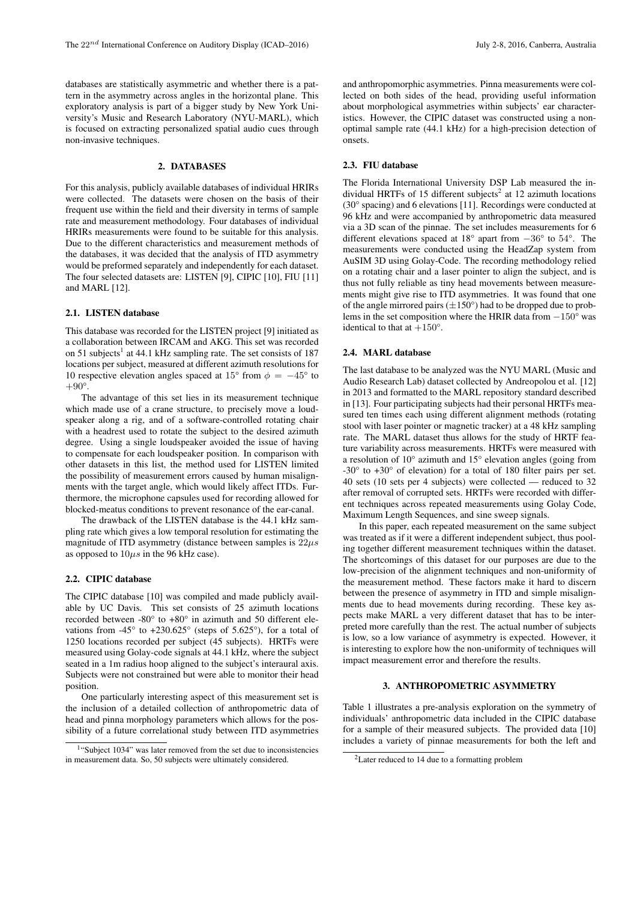databases are statistically asymmetric and whether there is a pattern in the asymmetry across angles in the horizontal plane. This exploratory analysis is part of a bigger study by New York University's Music and Research Laboratory (NYU-MARL), which is focused on extracting personalized spatial audio cues through non-invasive techniques.

## 2. DATABASES

For this analysis, publicly available databases of individual HRIRs were collected. The datasets were chosen on the basis of their frequent use within the field and their diversity in terms of sample rate and measurement methodology. Four databases of individual HRIRs measurements were found to be suitable for this analysis. Due to the different characteristics and measurement methods of the databases, it was decided that the analysis of ITD asymmetry would be preformed separately and independently for each dataset. The four selected datasets are: LISTEN [9], CIPIC [10], FIU [11] and MARL [12].

### 2.1. LISTEN database

This database was recorded for the LISTEN project [9] initiated as a collaboration between IRCAM and AKG. This set was recorded on 51 subjects[1] at 44.1 kHz sampling rate. The set consists of 187 locations per subject, measured at different azimuth resolutions for 10 respective elevation angles spaced at 15° from $\phi = -45°$ to $+90°$.

The advantage of this set lies in its measurement technique which made use of a crane structure, to precisely move a loudspeaker along a rig, and of a software-controlled rotating chair with a headrest used to rotate the subject to the desired azimuth degree. Using a single loudspeaker avoided the issue of having to compensate for each loudspeaker position. In comparison with other datasets in this list, the method used for LISTEN limited the possibility of measurement errors caused by human misalignments with the target angle, which would likely affect ITDs. Furthermore, the microphone capsules used for recording allowed for blocked-meatus conditions to prevent resonance of the ear-canal.

The drawback of the LISTEN database is the 44.1 kHz sampling rate which gives a low temporal resolution for estimating the magnitude of ITD asymmetry (distance between samples is $22\mu s$ as opposed to $10\mu s$ in the 96 kHz case).

### 2.2. CIPIC database

The CIPIC database [10] was compiled and made publicly available by UC Davis. This set consists of 25 azimuth locations recorded between -80° to +80° in azimuth and 50 different elevations from -45° to +230.625° (steps of 5.625°), for a total of 1250 locations recorded per subject (45 subjects). HRTFs were measured using Golay-code signals at 44.1 kHz, where the subject seated in a 1m radius hoop aligned to the subject's interaural axis. Subjects were not constrained but were able to monitor their head position.

One particularly interesting aspect of this measurement set is the inclusion of a detailed collection of anthropometric data of head and pinna morphology parameters which allows for the possibility of a future correlational study between ITD asymmetries and anthropomorphic asymmetries. Pinna measurements were collected on both sides of the head, providing useful information about morphological asymmetries within subjects' ear characteristics. However, the CIPIC dataset was constructed using a non-optimal sample rate (44.1 kHz) for a high-precision detection of onsets.

### 2.3. FIU database

The Florida International University DSP Lab measured the individual HRTFs of 15 different subjects[2] at 12 azimuth locations (30° spacing) and 6 elevations [11]. Recordings were conducted at 96 kHz and were accompanied by anthropometric data measured via a 3D scan of the pinnae. The set includes measurements for 6 different elevations spaced at 18° apart from $-36°$ to $54°$. The measurements were conducted using the HeadZap system from AuSIM 3D using Golay-Code. The recording methodology relied on a rotating chair and a laser pointer to align the subject, and is thus not fully reliable as tiny head movements between measurements might give rise to ITD asymmetries. It was found that one of the angle mirrored pairs ($\pm 150°$) had to be dropped due to problems in the set composition where the HRIR data from $-150°$ was identical to that at $+150°$.

### 2.4. MARL database

The last database to be analyzed was the NYU MARL (Music and Audio Research Lab) dataset collected by Andreopolou et al. [12] in 2013 and formatted to the MARL repository standard described in [13]. Four participating subjects had their personal HRTFs measured ten times each using different alignment methods (rotating stool with laser pointer or magnetic tracker) at a 48 kHz sampling rate. The MARL dataset thus allows for the study of HRTF feature variability across measurements. HRTFs were measured with a resolution of 10° azimuth and 15° elevation angles (going from -30° to +30° of elevation) for a total of 180 filter pairs per set. 40 sets (10 sets per 4 subjects) were collected — reduced to 32 after removal of corrupted sets. HRTFs were recorded with different techniques across repeated measurements using Golay Code, Maximum Length Sequences, and sine sweep signals.

In this paper, each repeated measurement on the same subject was treated as if it were a different independent subject, thus pooling together different measurement techniques within the dataset. The shortcomings of this dataset for our purposes are due to the low-precision of the alignment techniques and non-uniformity of the measurement method. These factors make it hard to discern between the presence of asymmetry in ITD and simple misalignments due to head movements during recording. These key aspects make MARL a very different dataset that has to be interpreted more carefully than the rest. The actual number of subjects is low, so a low variance of asymmetry is expected. However, it is interesting to explore how the non-uniformity of techniques will impact measurement error and therefore the results.

## 3. ANTHROPOMETRIC ASYMMETRY

Table 1 illustrates a pre-analysis exploration on the symmetry of individuals' anthropometric data included in the CIPIC database for a sample of their measured subjects. The provided data [10] includes a variety of pinnae measurements for both the left and

[1] "Subject 1034" was later removed from the set due to inconsistencies in measurement data. So, 50 subjects were ultimately considered.

[2] Later reduced to 14 due to a formatting problem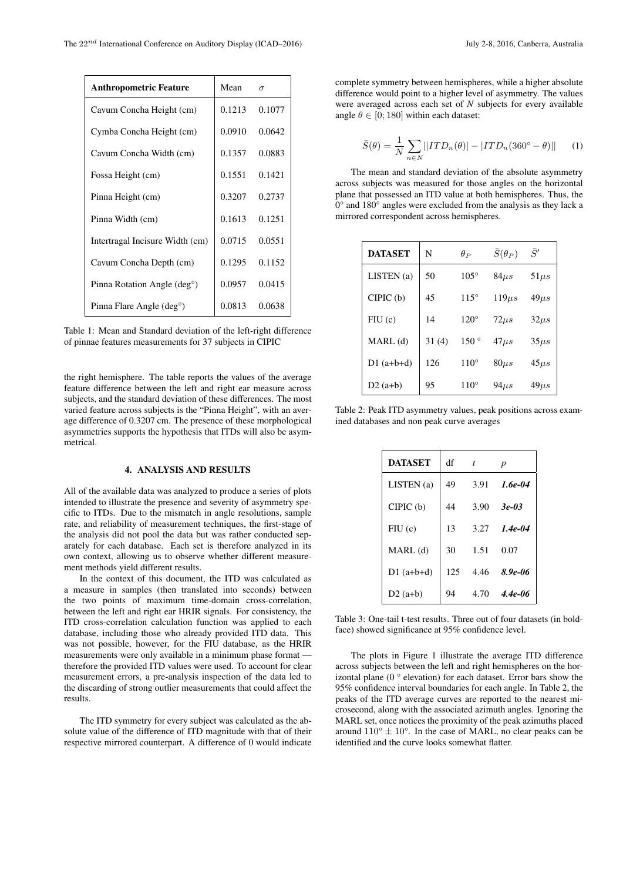| Anthropometric Feature | Mean | $\sigma$ |
|---|---|---|
| Cavum Concha Height (cm) | 0.1213 | 0.1077 |
| Cymba Concha Height (cm) | 0.0910 | 0.0642 |
| Cavum Concha Width (cm) | 0.1357 | 0.0883 |
| Fossa Height (cm) | 0.1551 | 0.1421 |
| Pinna Height (cm) | 0.3207 | 0.2737 |
| Pinna Width (cm) | 0.1613 | 0.1251 |
| Intertragal Incisure Width (cm) | 0.0715 | 0.0551 |
| Cavum Concha Depth (cm) | 0.1295 | 0.1152 |
| Pinna Rotation Angle (deg°) | 0.0957 | 0.0415 |
| Pinna Flare Angle (deg°) | 0.0813 | 0.0638 |

Table 1: Mean and Standard deviation of the left-right difference of pinnae features measurements for 37 subjects in CIPIC

the right hemisphere. The table reports the values of the average feature difference between the left and right ear measure across subjects, and the standard deviation of these differences. The most varied feature across subjects is the "Pinna Height", with an average difference of 0.3207 cm. The presence of these morphological asymmetries supports the hypothesis that ITDs will also be asymmetrical.

## 4. ANALYSIS AND RESULTS

All of the available data was analyzed to produce a series of plots intended to illustrate the presence and severity of asymmetry specific to ITDs. Due to the mismatch in angle resolutions, sample rate, and reliability of measurement techniques, the first-stage of the analysis did not pool the data but was rather conducted separately for each database. Each set is therefore analyzed in its own context, allowing us to observe whether different measurement methods yield different results.

In the context of this document, the ITD was calculated as a measure in samples (then translated into seconds) between the two points of maximum time-domain cross-correlation, between the left and right ear HRIR signals. For consistency, the ITD cross-correlation calculation function was applied to each database, including those who already provided ITD data. This was not possible, however, for the FIU database, as the HRIR measurements were only available in a minimum phase format — therefore the provided ITD values were used. To account for clear measurement errors, a pre-analysis inspection of the data led to the discarding of strong outlier measurements that could affect the results.

The ITD symmetry for every subject was calculated as the absolute value of the difference of ITD magnitude with that of their respective mirrored counterpart. A difference of 0 would indicate complete symmetry between hemispheres, while a higher absolute difference would point to a higher level of asymmetry. The values were averaged across each set of $N$ subjects for every available angle $\theta \in [0; 180]$ within each dataset:

$$\bar{S}(\theta) = \frac{1}{N} \sum_{n \in N} ||ITD_n(\theta)| - |ITD_n(360° - \theta)|| \quad (1)$$

The mean and standard deviation of the absolute asymmetry across subjects was measured for those angles on the horizontal plane that possessed an ITD value at both hemispheres. Thus, the 0° and 180° angles were excluded from the analysis as they lack a mirrored correspondent across hemispheres.

| DATASET | N | $\theta_P$ | $\bar{S}(\theta_P)$ | $\bar{S}'$ |
|---|---|---|---|---|
| LISTEN (a) | 50 | 105° | $84\mu s$ | $51\mu s$ |
| CIPIC (b) | 45 | 115° | $119\mu s$ | $49\mu s$ |
| FIU (c) | 14 | 120° | $72\mu s$ | $32\mu s$ |
| MARL (d) | 31 (4) | 150 ° | $47\mu s$ | $35\mu s$ |
| D1 (a+b+d) | 126 | 110° | $80\mu s$ | $45\mu s$ |
| D2 (a+b) | 95 | 110° | $94\mu s$ | $49\mu s$ |

Table 2: Peak ITD asymmetry values, peak positions across examined databases and non peak curve averages

| DATASET | df | $t$ | $p$ |
|---|---|---|---|
| LISTEN (a) | 49 | 3.91 | ***1.6e-04*** |
| CIPIC (b) | 44 | 3.90 | ***3e-03*** |
| FIU (c) | 13 | 3.27 | ***1.4e-04*** |
| MARL (d) | 30 | 1.51 | 0.07 |
| D1 (a+b+d) | 125 | 4.46 | ***8.9e-06*** |
| D2 (a+b) | 94 | 4.70 | ***4.4e-06*** |

Table 3: One-tail t-test results. Three out of four datasets (in boldface) showed significance at 95% confidence level.

The plots in Figure 1 illustrate the average ITD difference across subjects between the left and right hemispheres on the horizontal plane (0 ° elevation) for each dataset. Error bars show the 95% confidence interval boundaries for each angle. In Table 2, the peaks of the ITD average curves are reported to the nearest microsecond, along with the associated azimuth angles. Ignoring the MARL set, once notices the proximity of the peak azimuths placed around $110° \pm 10°$. In the case of MARL, no clear peaks can be identified and the curve looks somewhat flatter.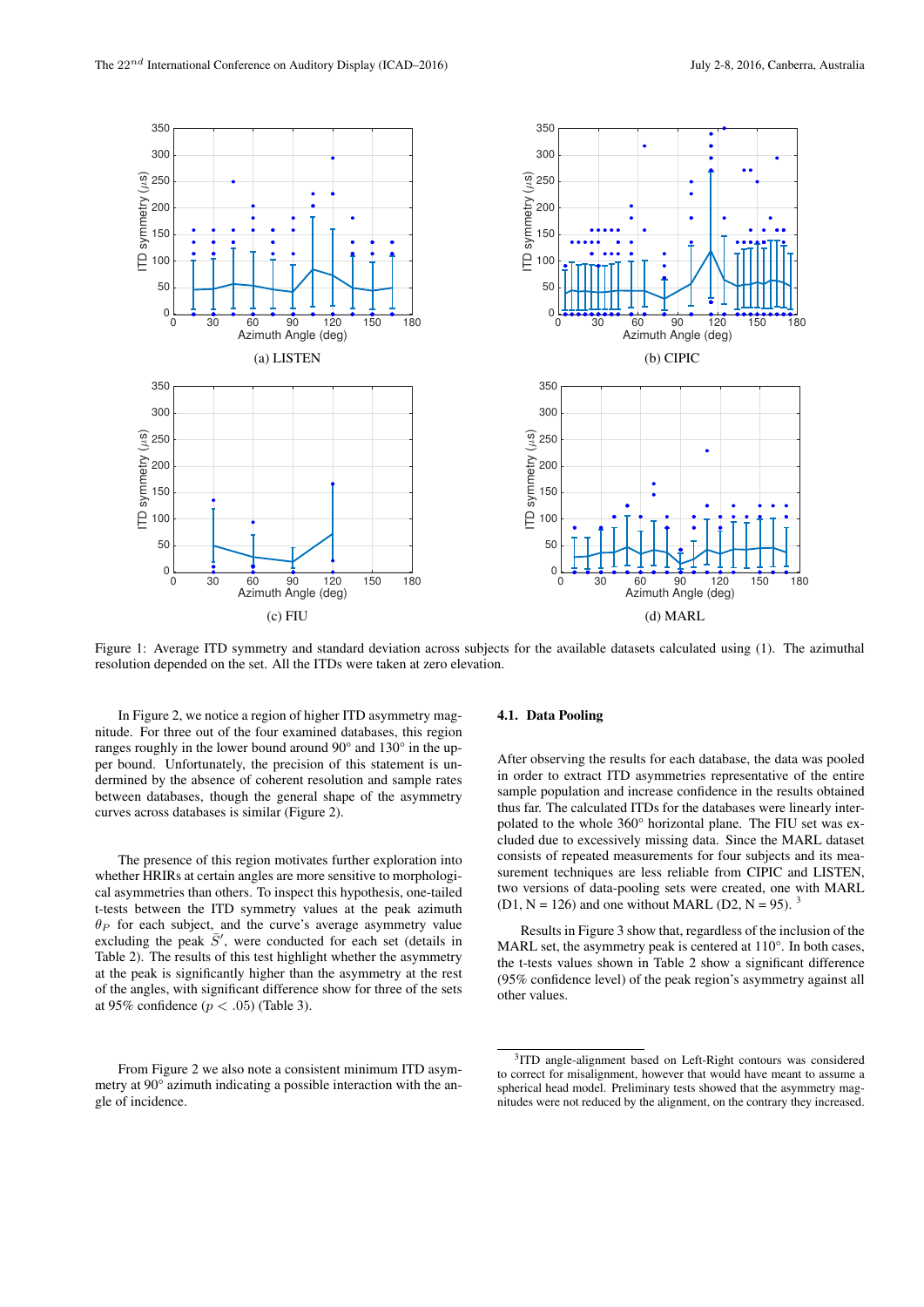Figure 1: Average ITD symmetry and standard deviation across subjects for the available datasets calculated using (1). The azimuthal resolution depended on the set. All the ITDs were taken at zero elevation.

In Figure 2, we notice a region of higher ITD asymmetry magnitude. For three out of the four examined databases, this region ranges roughly in the lower bound around 90° and 130° in the upper bound. Unfortunately, the precision of this statement is undermined by the absence of coherent resolution and sample rates between databases, though the general shape of the asymmetry curves across databases is similar (Figure 2).

The presence of this region motivates further exploration into whether HRIRs at certain angles are more sensitive to morphological asymmetries than others. To inspect this hypothesis, one-tailed t-tests between the ITD symmetry values at the peak azimuth $\theta_P$ for each subject, and the curve's average asymmetry value excluding the peak $\bar{S}'$, were conducted for each set (details in Table 2). The results of this test highlight whether the asymmetry at the peak is significantly higher than the asymmetry at the rest of the angles, with significant difference show for three of the sets at 95% confidence ($p < .05$) (Table 3).

From Figure 2 we also note a consistent minimum ITD asymmetry at 90° azimuth indicating a possible interaction with the angle of incidence.

### 4.1. Data Pooling

After observing the results for each database, the data was pooled in order to extract ITD asymmetries representative of the entire sample population and increase confidence in the results obtained thus far. The calculated ITDs for the databases were linearly interpolated to the whole 360° horizontal plane. The FIU set was excluded due to excessively missing data. Since the MARL dataset consists of repeated measurements for four subjects and its measurement techniques are less reliable from CIPIC and LISTEN, two versions of data-pooling sets were created, one with MARL (D1, N = 126) and one without MARL (D2, N = 95). [3]

Results in Figure 3 show that, regardless of the inclusion of the MARL set, the asymmetry peak is centered at 110°. In both cases, the t-tests values shown in Table 2 show a significant difference (95% confidence level) of the peak region's asymmetry against all other values.

[3] ITD angle-alignment based on Left-Right contours was considered to correct for misalignment, however that would have meant to assume a spherical head model. Preliminary tests showed that the asymmetry magnitudes were not reduced by the alignment, on the contrary they increased.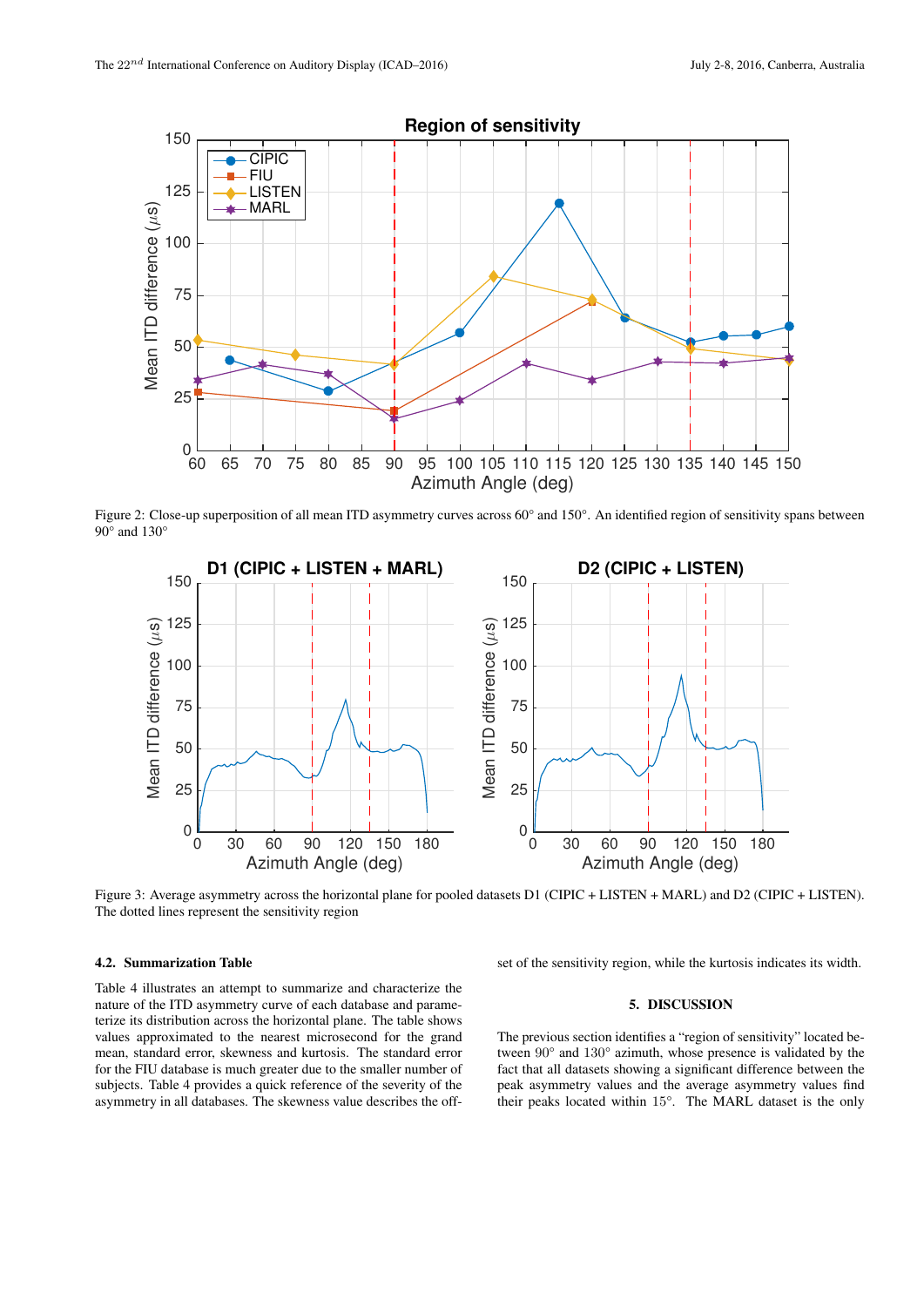Figure 2: Close-up superposition of all mean ITD asymmetry curves across 60° and 150°. An identified region of sensitivity spans between 90° and 130°

Figure 3: Average asymmetry across the horizontal plane for pooled datasets D1 (CIPIC + LISTEN + MARL) and D2 (CIPIC + LISTEN). The dotted lines represent the sensitivity region

### 4.2. Summarization Table

Table 4 illustrates an attempt to summarize and characterize the nature of the ITD asymmetry curve of each database and parameterize its distribution across the horizontal plane. The table shows values approximated to the nearest microsecond for the grand mean, standard error, skewness and kurtosis. The standard error for the FIU database is much greater due to the smaller number of subjects. Table 4 provides a quick reference of the severity of the asymmetry in all databases. The skewness value describes the offset of the sensitivity region, while the kurtosis indicates its width.

## 5. DISCUSSION

The previous section identifies a "region of sensitivity" located between 90° and 130° azimuth, whose presence is validated by the fact that all datasets showing a significant difference between the peak asymmetry values and the average asymmetry values find their peaks located within 15°. The MARL dataset is the only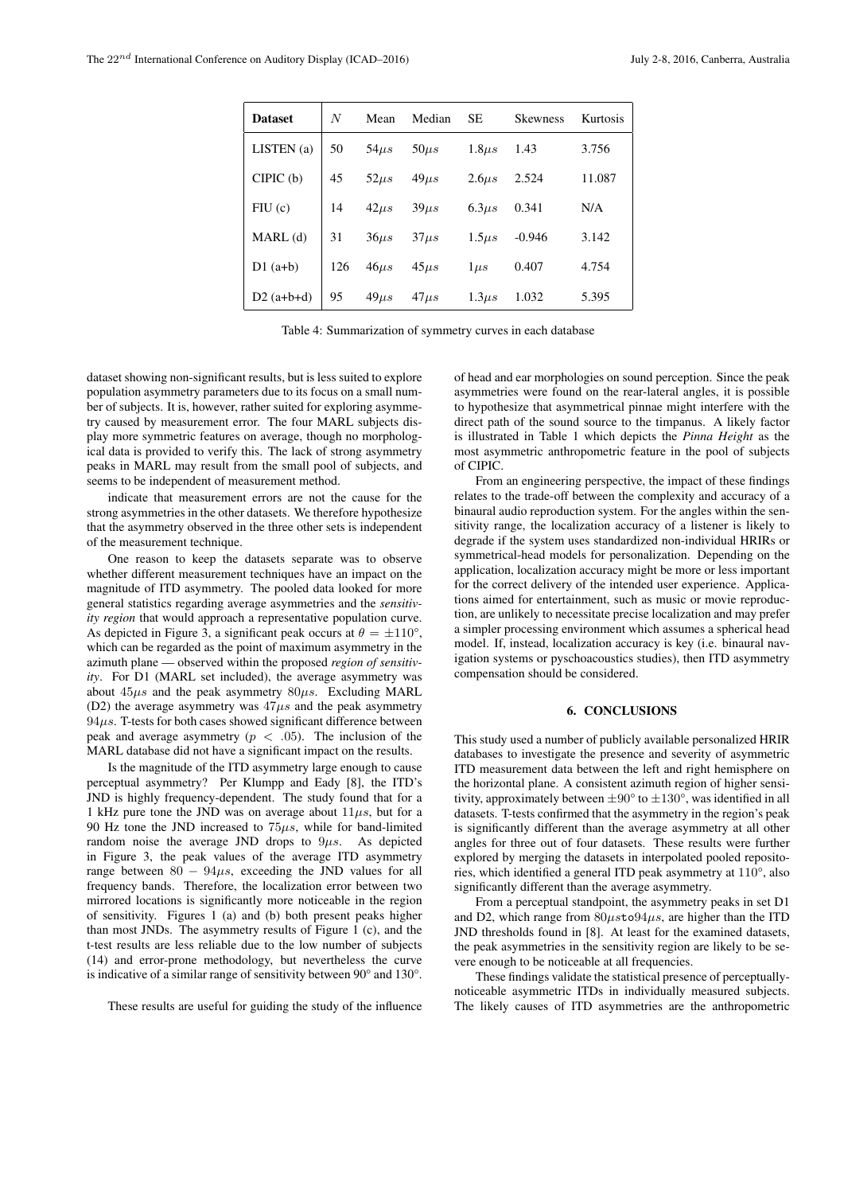| **Dataset** | $N$ | Mean | Median | SE | Skewness | Kurtosis |
|---|---|---|---|---|---|---|
| LISTEN (a) | 50 | $54\mu s$ | $50\mu s$ | $1.8\mu s$ | 1.43 | 3.756 |
| CIPIC (b) | 45 | $52\mu s$ | $49\mu s$ | $2.6\mu s$ | 2.524 | 11.087 |
| FIU (c) | 14 | $42\mu s$ | $39\mu s$ | $6.3\mu s$ | 0.341 | N/A |
| MARL (d) | 31 | $36\mu s$ | $37\mu s$ | $1.5\mu s$ | -0.946 | 3.142 |
| D1 (a+b) | 126 | $46\mu s$ | $45\mu s$ | $1\mu s$ | 0.407 | 4.754 |
| D2 (a+b+d) | 95 | $49\mu s$ | $47\mu s$ | $1.3\mu s$ | 1.032 | 5.395 |

Table 4: Summarization of symmetry curves in each database

dataset showing non-significant results, but is less suited to explore population asymmetry parameters due to its focus on a small number of subjects. It is, however, rather suited for exploring asymmetry caused by measurement error. The four MARL subjects display more symmetric features on average, though no morphological data is provided to verify this. The lack of strong asymmetry peaks in MARL may result from the small pool of subjects, and seems to be independent of measurement method.

indicate that measurement errors are not the cause for the strong asymmetries in the other datasets. We therefore hypothesize that the asymmetry observed in the three other sets is independent of the measurement technique.

One reason to keep the datasets separate was to observe whether different measurement techniques have an impact on the magnitude of ITD asymmetry. The pooled data looked for more general statistics regarding average asymmetries and the *sensitivity region* that would approach a representative population curve. As depicted in Figure 3, a significant peak occurs at $\theta = \pm 110°$, which can be regarded as the point of maximum asymmetry in the azimuth plane — observed within the proposed *region of sensitivity*. For D1 (MARL set included), the average asymmetry was about $45\mu s$ and the peak asymmetry $80\mu s$. Excluding MARL (D2) the average asymmetry was $47\mu s$ and the peak asymmetry $94\mu s$. T-tests for both cases showed significant difference between peak and average asymmetry ($p < .05$). The inclusion of the MARL database did not have a significant impact on the results.

Is the magnitude of the ITD asymmetry large enough to cause perceptual asymmetry? Per Klumpp and Eady [8], the ITD's JND is highly frequency-dependent. The study found that for a 1 kHz pure tone the JND was on average about $11\mu s$, but for a 90 Hz tone the JND increased to $75\mu s$, while for band-limited random noise the average JND drops to $9\mu s$. As depicted in Figure 3, the peak values of the average ITD asymmetry range between $80 - 94\mu s$, exceeding the JND values for all frequency bands. Therefore, the localization error between two mirrored locations is significantly more noticeable in the region of sensitivity. Figures 1 (a) and (b) both present peaks higher than most JNDs. The asymmetry results of Figure 1 (c), and the t-test results are less reliable due to the low number of subjects (14) and error-prone methodology, but nevertheless the curve is indicative of a similar range of sensitivity between 90° and 130°.

These results are useful for guiding the study of the influence of head and ear morphologies on sound perception. Since the peak asymmetries were found on the rear-lateral angles, it is possible to hypothesize that asymmetrical pinnae might interfere with the direct path of the sound source to the timpanus. A likely factor is illustrated in Table 1 which depicts the *Pinna Height* as the most asymmetric anthropometric feature in the pool of subjects of CIPIC.

From an engineering perspective, the impact of these findings relates to the trade-off between the complexity and accuracy of a binaural audio reproduction system. For the angles within the sensitivity range, the localization accuracy of a listener is likely to degrade if the system uses standardized non-individual HRIRs or symmetrical-head models for personalization. Depending on the application, localization accuracy might be more or less important for the correct delivery of the intended user experience. Applications aimed for entertainment, such as music or movie reproduction, are unlikely to necessitate precise localization and may prefer a simpler processing environment which assumes a spherical head model. If, instead, localization accuracy is key (i.e. binaural navigation systems or pyschoacoustics studies), then ITD asymmetry compensation should be considered.

## 6. CONCLUSIONS

This study used a number of publicly available personalized HRIR databases to investigate the presence and severity of asymmetric ITD measurement data between the left and right hemisphere on the horizontal plane. A consistent azimuth region of higher sensitivity, approximately between $\pm 90°$ to $\pm 130°$, was identified in all datasets. T-tests confirmed that the asymmetry in the region's peak is significantly different than the average asymmetry at all other angles for three out of four datasets. These results were further explored by merging the datasets in interpolated pooled repositories, which identified a general ITD peak asymmetry at 110°, also significantly different than the average asymmetry.

From a perceptual standpoint, the asymmetry peaks in set D1 and D2, which range from $80\mu s \mathtt{to} 94\mu s$, are higher than the ITD JND thresholds found in [8]. At least for the examined datasets, the peak asymmetries in the sensitivity region are likely to be severe enough to be noticeable at all frequencies.

These findings validate the statistical presence of perceptually-noticeable asymmetric ITDs in individually measured subjects. The likely causes of ITD asymmetries are the anthropometric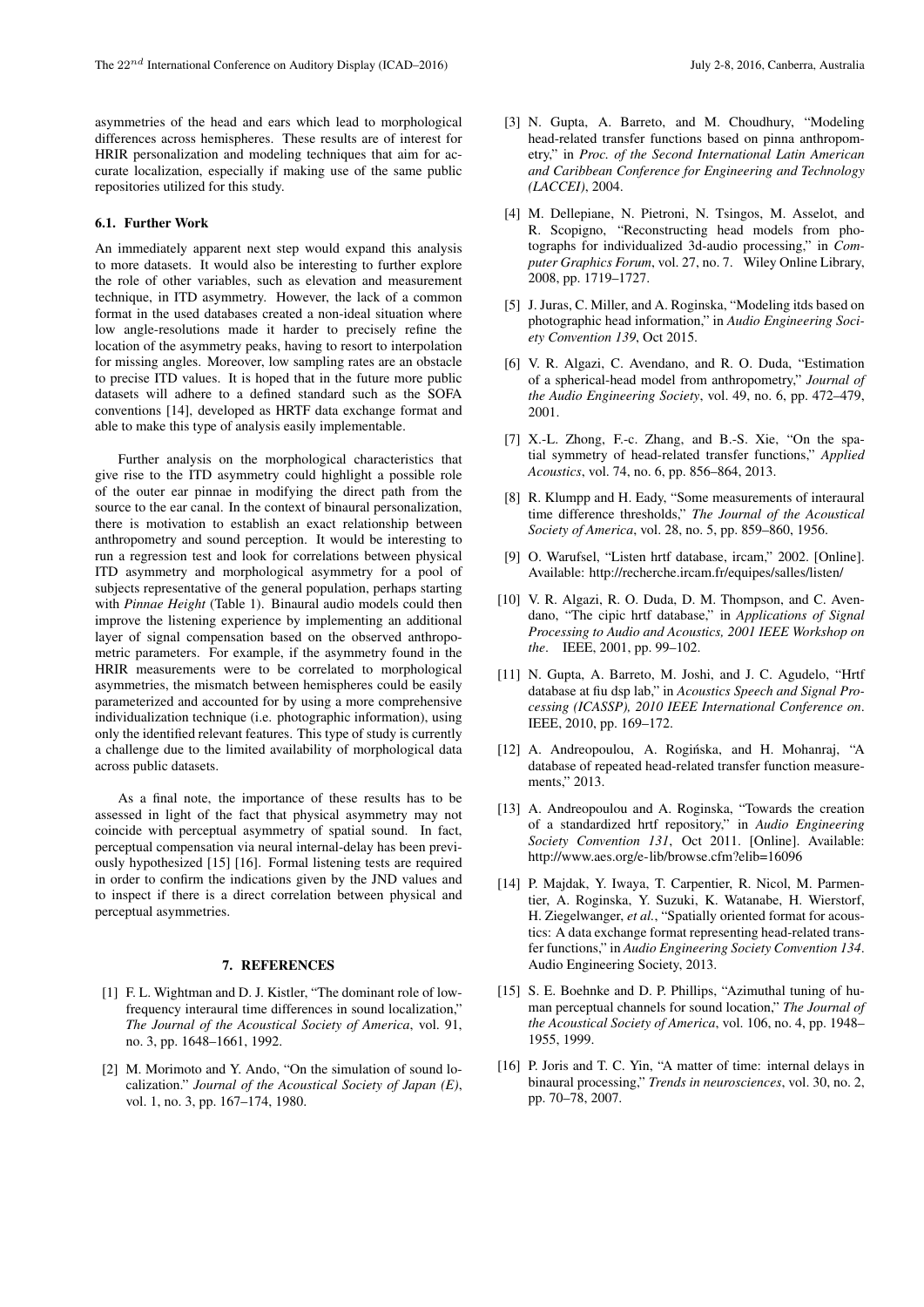asymmetries of the head and ears which lead to morphological differences across hemispheres. These results are of interest for HRIR personalization and modeling techniques that aim for accurate localization, especially if making use of the same public repositories utilized for this study.

### 6.1. Further Work

An immediately apparent next step would expand this analysis to more datasets. It would also be interesting to further explore the role of other variables, such as elevation and measurement technique, in ITD asymmetry. However, the lack of a common format in the used databases created a non-ideal situation where low angle-resolutions made it harder to precisely refine the location of the asymmetry peaks, having to resort to interpolation for missing angles. Moreover, low sampling rates are an obstacle to precise ITD values. It is hoped that in the future more public datasets will adhere to a defined standard such as the SOFA conventions [14], developed as HRTF data exchange format and able to make this type of analysis easily implementable.

Further analysis on the morphological characteristics that give rise to the ITD asymmetry could highlight a possible role of the outer ear pinnae in modifying the direct path from the source to the ear canal. In the context of binaural personalization, there is motivation to establish an exact relationship between anthropometry and sound perception. It would be interesting to run a regression test and look for correlations between physical ITD asymmetry and morphological asymmetry for a pool of subjects representative of the general population, perhaps starting with *Pinnae Height* (Table 1). Binaural audio models could then improve the listening experience by implementing an additional layer of signal compensation based on the observed anthropometric parameters. For example, if the asymmetry found in the HRIR measurements were to be correlated to morphological asymmetries, the mismatch between hemispheres could be easily parameterized and accounted for by using a more comprehensive individualization technique (i.e. photographic information), using only the identified relevant features. This type of study is currently a challenge due to the limited availability of morphological data across public datasets.

As a final note, the importance of these results has to be assessed in light of the fact that physical asymmetry may not coincide with perceptual asymmetry of spatial sound. In fact, perceptual compensation via neural internal-delay has been previously hypothesized [15] [16]. Formal listening tests are required in order to confirm the indications given by the JND values and to inspect if there is a direct correlation between physical and perceptual asymmetries.

## 7. REFERENCES

[1] F. L. Wightman and D. J. Kistler, "The dominant role of low-frequency interaural time differences in sound localization," *The Journal of the Acoustical Society of America*, vol. 91, no. 3, pp. 1648–1661, 1992.

[2] M. Morimoto and Y. Ando, "On the simulation of sound localization." *Journal of the Acoustical Society of Japan (E)*, vol. 1, no. 3, pp. 167–174, 1980.

[3] N. Gupta, A. Barreto, and M. Choudhury, "Modeling head-related transfer functions based on pinna anthropometry," in *Proc. of the Second International Latin American and Caribbean Conference for Engineering and Technology (LACCEI)*, 2004.

[4] M. Dellepiane, N. Pietroni, N. Tsingos, M. Asselot, and R. Scopigno, "Reconstructing head models from photographs for individualized 3d-audio processing," in *Computer Graphics Forum*, vol. 27, no. 7. Wiley Online Library, 2008, pp. 1719–1727.

[5] J. Juras, C. Miller, and A. Roginska, "Modeling itds based on photographic head information," in *Audio Engineering Society Convention 139*, Oct 2015.

[6] V. R. Algazi, C. Avendano, and R. O. Duda, "Estimation of a spherical-head model from anthropometry," *Journal of the Audio Engineering Society*, vol. 49, no. 6, pp. 472–479, 2001.

[7] X.-L. Zhong, F.-c. Zhang, and B.-S. Xie, "On the spatial symmetry of head-related transfer functions," *Applied Acoustics*, vol. 74, no. 6, pp. 856–864, 2013.

[8] R. Klumpp and H. Eady, "Some measurements of interaural time difference thresholds," *The Journal of the Acoustical Society of America*, vol. 28, no. 5, pp. 859–860, 1956.

[9] O. Warufsel, "Listen hrtf database, ircam," 2002. [Online]. Available: http://recherche.ircam.fr/equipes/salles/listen/

[10] V. R. Algazi, R. O. Duda, D. M. Thompson, and C. Avendano, "The cipic hrtf database," in *Applications of Signal Processing to Audio and Acoustics, 2001 IEEE Workshop on the*. IEEE, 2001, pp. 99–102.

[11] N. Gupta, A. Barreto, M. Joshi, and J. C. Agudelo, "Hrtf database at fiu dsp lab," in *Acoustics Speech and Signal Processing (ICASSP), 2010 IEEE International Conference on*. IEEE, 2010, pp. 169–172.

[12] A. Andreopoulou, A. Rogińska, and H. Mohanraj, "A database of repeated head-related transfer function measurements," 2013.

[13] A. Andreopoulou and A. Roginska, "Towards the creation of a standardized hrtf repository," in *Audio Engineering Society Convention 131*, Oct 2011. [Online]. Available: http://www.aes.org/e-lib/browse.cfm?elib=16096

[14] P. Majdak, Y. Iwaya, T. Carpentier, R. Nicol, M. Parmentier, A. Roginska, Y. Suzuki, K. Watanabe, H. Wierstorf, H. Ziegelwanger, *et al.*, "Spatially oriented format for acoustics: A data exchange format representing head-related transfer functions," in *Audio Engineering Society Convention 134*. Audio Engineering Society, 2013.

[15] S. E. Boehnke and D. P. Phillips, "Azimuthal tuning of human perceptual channels for sound location," *The Journal of the Acoustical Society of America*, vol. 106, no. 4, pp. 1948–1955, 1999.

[16] P. Joris and T. C. Yin, "A matter of time: internal delays in binaural processing," *Trends in neurosciences*, vol. 30, no. 2, pp. 70–78, 2007.